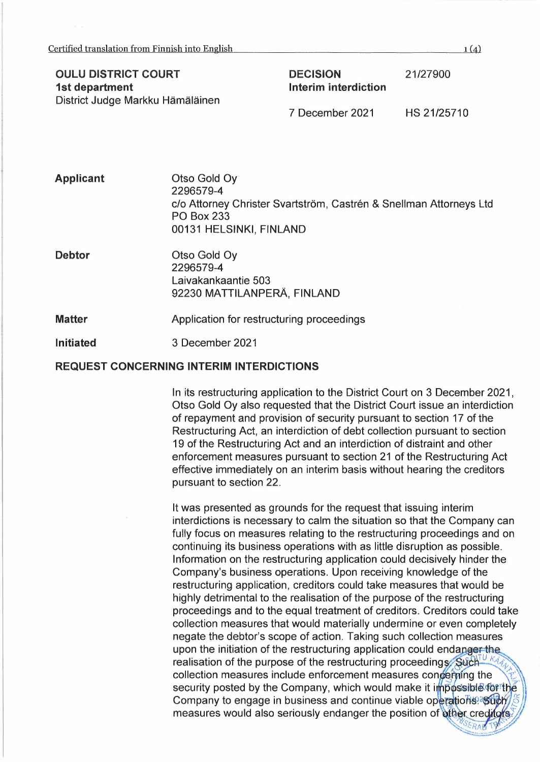Certified translation from Finnish into English

**OULU DISTRICT COURT**
**1st department**
District Judge Markku Hämäläinen

**DECISION**
**Interim interdiction**

21/27900

7 December 2021

HS 21/25710

**Applicant**

Otso Gold Oy
2296579-4
c/o Attorney Christer Svartström, Castrén & Snellman Attorneys Ltd
PO Box 233
00131 HELSINKI, FINLAND

**Debtor**

Otso Gold Oy
2296579-4
Laivakankaantie 503
92230 MATTILANPERÄ, FINLAND

**Matter**

Application for restructuring proceedings

**Initiated**

3 December 2021

## REQUEST CONCERNING INTERIM INTERDICTIONS

In its restructuring application to the District Court on 3 December 2021, Otso Gold Oy also requested that the District Court issue an interdiction of repayment and provision of security pursuant to section 17 of the Restructuring Act, an interdiction of debt collection pursuant to section 19 of the Restructuring Act and an interdiction of distraint and other enforcement measures pursuant to section 21 of the Restructuring Act effective immediately on an interim basis without hearing the creditors pursuant to section 22.

It was presented as grounds for the request that issuing interim interdictions is necessary to calm the situation so that the Company can fully focus on measures relating to the restructuring proceedings and on continuing its business operations with as little disruption as possible. Information on the restructuring application could decisively hinder the Company's business operations. Upon receiving knowledge of the restructuring application, creditors could take measures that would be highly detrimental to the realisation of the purpose of the restructuring proceedings and to the equal treatment of creditors. Creditors could take collection measures that would materially undermine or even completely negate the debtor's scope of action. Taking such collection measures upon the initiation of the restructuring application could endanger the realisation of the purpose of the restructuring proceedings. Such collection measures include enforcement measures concerning the security posted by the Company, which would make it impossible for the Company to engage in business and continue viable operations. Such measures would also seriously endanger the position of other creditors.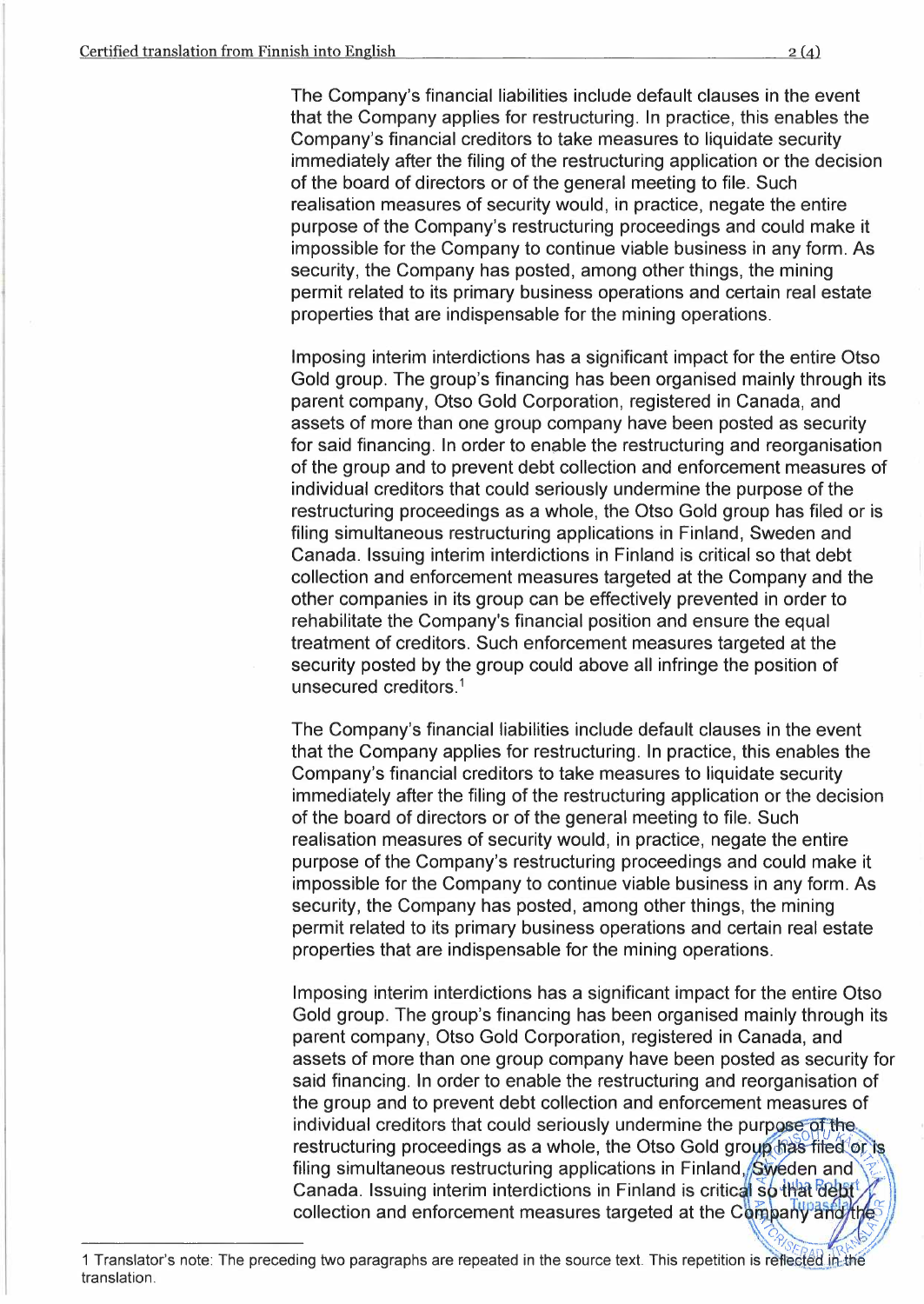The Company's financial liabilities include default clauses in the event that the Company applies for restructuring. In practice, this enables the Company's financial creditors to take measures to liquidate security immediately after the filing of the restructuring application or the decision of the board of directors or of the general meeting to file. Such realisation measures of security would, in practice, negate the entire purpose of the Company's restructuring proceedings and could make it impossible for the Company to continue viable business in any form. As security, the Company has posted, among other things, the mining permit related to its primary business operations and certain real estate properties that are indispensable for the mining operations.

Imposing interim interdictions has a significant impact for the entire Otso Gold group. The group's financing has been organised mainly through its parent company, Otso Gold Corporation, registered in Canada, and assets of more than one group company have been posted as security for said financing. In order to enable the restructuring and reorganisation of the group and to prevent debt collection and enforcement measures of individual creditors that could seriously undermine the purpose of the restructuring proceedings as a whole, the Otso Gold group has filed or is filing simultaneous restructuring applications in Finland, Sweden and Canada. Issuing interim interdictions in Finland is critical so that debt collection and enforcement measures targeted at the Company and the other companies in its group can be effectively prevented in order to rehabilitate the Company's financial position and ensure the equal treatment of creditors. Such enforcement measures targeted at the security posted by the group could above all infringe the position of unsecured creditors.[1]

The Company's financial liabilities include default clauses in the event that the Company applies for restructuring. In practice, this enables the Company's financial creditors to take measures to liquidate security immediately after the filing of the restructuring application or the decision of the board of directors or of the general meeting to file. Such realisation measures of security would, in practice, negate the entire purpose of the Company's restructuring proceedings and could make it impossible for the Company to continue viable business in any form. As security, the Company has posted, among other things, the mining permit related to its primary business operations and certain real estate properties that are indispensable for the mining operations.

Imposing interim interdictions has a significant impact for the entire Otso Gold group. The group's financing has been organised mainly through its parent company, Otso Gold Corporation, registered in Canada, and assets of more than one group company have been posted as security for said financing. In order to enable the restructuring and reorganisation of the group and to prevent debt collection and enforcement measures of individual creditors that could seriously undermine the purpose of the restructuring proceedings as a whole, the Otso Gold group has filed or is filing simultaneous restructuring applications in Finland, Sweden and Canada. Issuing interim interdictions in Finland is critical so that debt collection and enforcement measures targeted at the Company and the

---

1 Translator's note: The preceding two paragraphs are repeated in the source text. This repetition is reflected in the translation.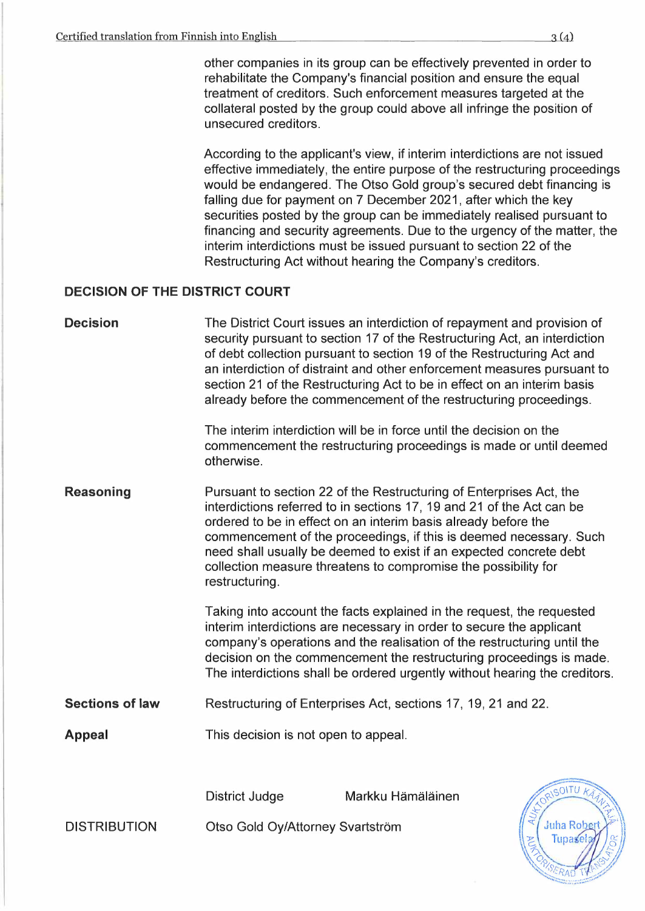other companies in its group can be effectively prevented in order to rehabilitate the Company's financial position and ensure the equal treatment of creditors. Such enforcement measures targeted at the collateral posted by the group could above all infringe the position of unsecured creditors.

According to the applicant's view, if interim interdictions are not issued effective immediately, the entire purpose of the restructuring proceedings would be endangered. The Otso Gold group's secured debt financing is falling due for payment on 7 December 2021, after which the key securities posted by the group can be immediately realised pursuant to financing and security agreements. Due to the urgency of the matter, the interim interdictions must be issued pursuant to section 22 of the Restructuring Act without hearing the Company's creditors.

## DECISION OF THE DISTRICT COURT

**Decision**

The District Court issues an interdiction of repayment and provision of security pursuant to section 17 of the Restructuring Act, an interdiction of debt collection pursuant to section 19 of the Restructuring Act and an interdiction of distraint and other enforcement measures pursuant to section 21 of the Restructuring Act to be in effect on an interim basis already before the commencement of the restructuring proceedings.

The interim interdiction will be in force until the decision on the commencement the restructuring proceedings is made or until deemed otherwise.

**Reasoning**

Pursuant to section 22 of the Restructuring of Enterprises Act, the interdictions referred to in sections 17, 19 and 21 of the Act can be ordered to be in effect on an interim basis already before the commencement of the proceedings, if this is deemed necessary. Such need shall usually be deemed to exist if an expected concrete debt collection measure threatens to compromise the possibility for restructuring.

Taking into account the facts explained in the request, the requested interim interdictions are necessary in order to secure the applicant company's operations and the realisation of the restructuring until the decision on the commencement the restructuring proceedings is made. The interdictions shall be ordered urgently without hearing the creditors.

**Sections of law**

Restructuring of Enterprises Act, sections 17, 19, 21 and 22.

**Appeal**

This decision is not open to appeal.

District Judge Markku Hämäläinen

DISTRIBUTION Otso Gold Oy/Attorney Svartström

AUKTORISOITU KÄÄNTÄJÄ / AUKTORISERAD TRANSLATOR
Juha Robert Tupasela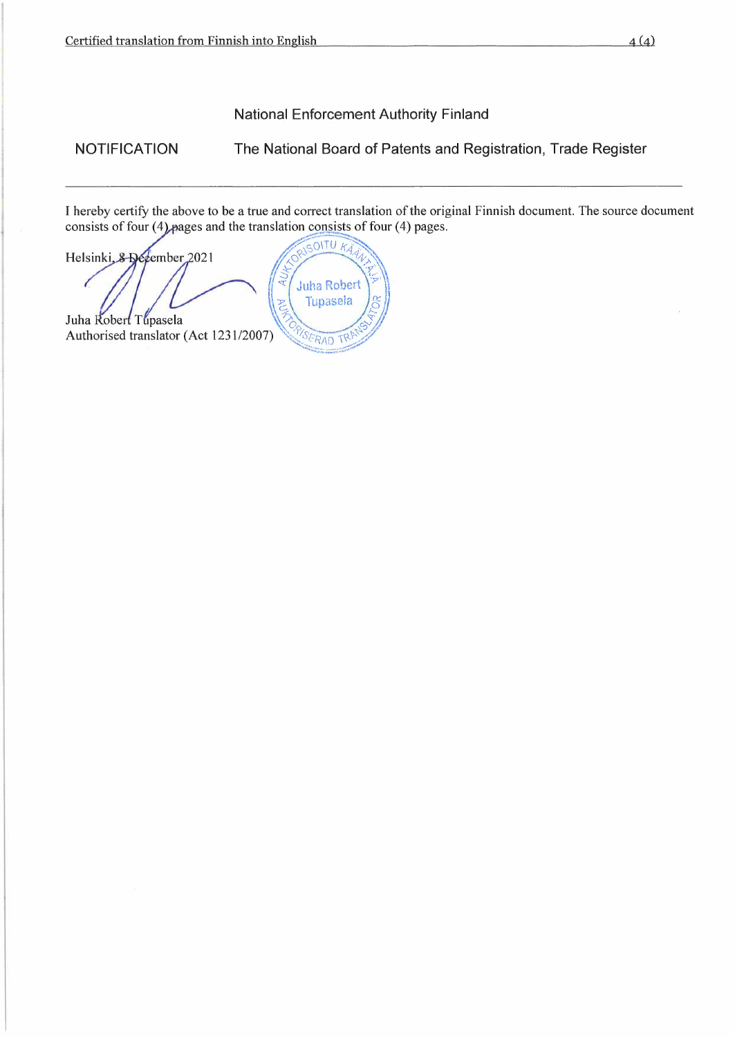NOTIFICATION — National Enforcement Authority Finland

The National Board of Patents and Registration, Trade Register

---

I hereby certify the above to be a true and correct translation of the original Finnish document. The source document consists of four (4) pages and the translation consists of four (4) pages.

Helsinki, 8 December 2021

Juha Robert Tupasela
Authorised translator (Act 1231/2007)

AUKTORISOITU KÄÄNTÄJÄ
Juha Robert Tupasela
AUKTORISERAD TRANSLATOR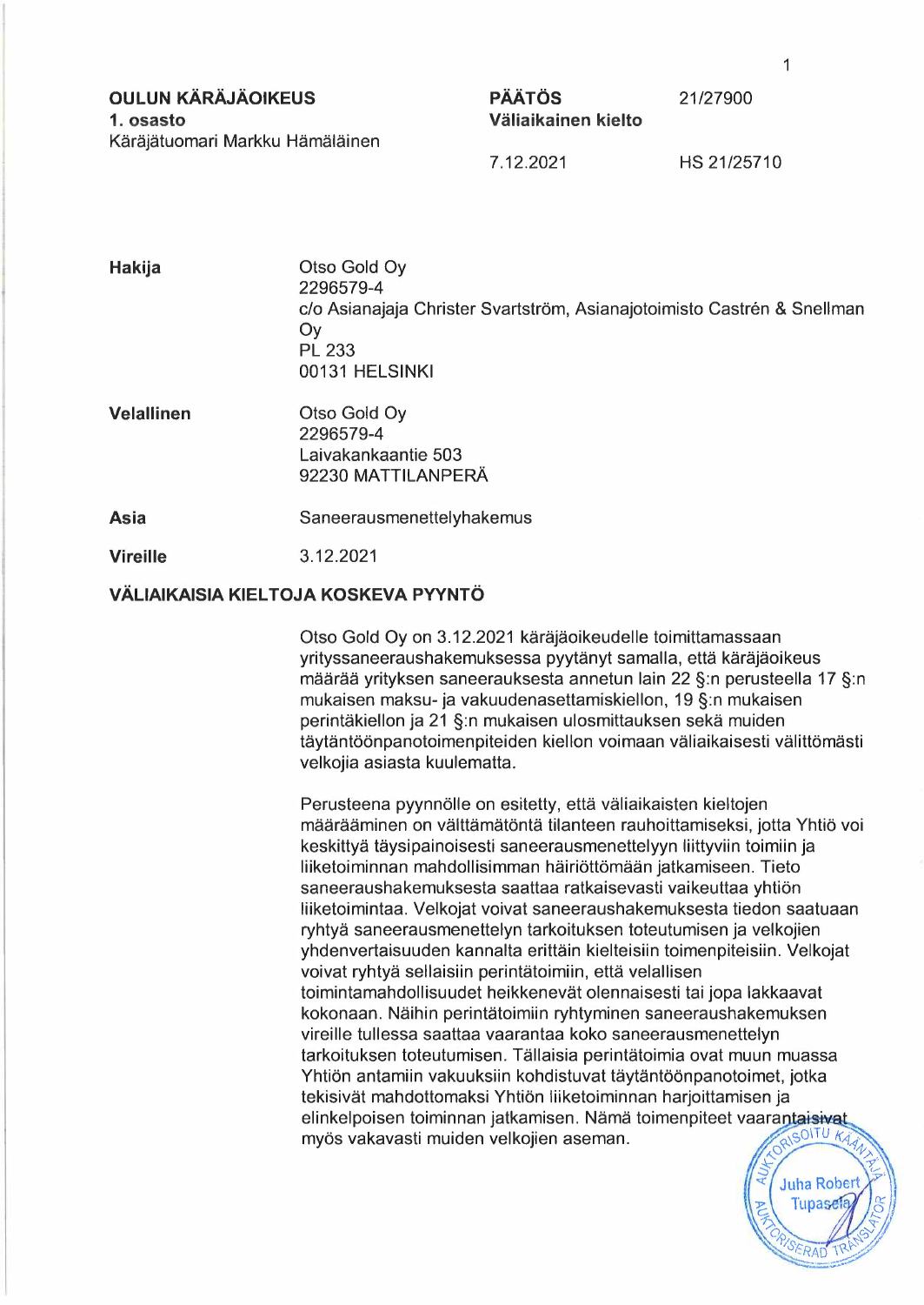**OULUN KÄRÄJÄOIKEUS**
**1. osasto**
Käräjätuomari Markku Hämäläinen

**PÄÄTÖS**
**Väliaikainen kielto**

21/27900

7.12.2021

HS 21/25710

| | |
|---|---|
| **Hakija** | Otso Gold Oy<br>2296579-4<br>c/o Asianajaja Christer Svartström, Asianajotoimisto Castrén & Snellman Oy<br>PL 233<br>00131 HELSINKI |
| **Velallinen** | Otso Gold Oy<br>2296579-4<br>Laivakankaantie 503<br>92230 MATTILANPERÄ |
| **Asia** | Saneerausmenettelyhakemus |
| **Vireille** | 3.12.2021 |

## VÄLIAIKAISIA KIELTOJA KOSKEVA PYYNTÖ

Otso Gold Oy on 3.12.2021 käräjäoikeudelle toimittamassaan yrityssaneeraushakemuksessa pyytänyt samalla, että käräjäoikeus määrää yrityksen saneerauksesta annetun lain 22 §:n perusteella 17 §:n mukaisen maksu- ja vakuudenasettamiskiellon, 19 §:n mukaisen perintäkiellon ja 21 §:n mukaisen ulosmittauksen sekä muiden täytäntöönpanotoimenpiteiden kiellon voimaan väliaikaisesti välittömästi velkojia asiasta kuulematta.

Perusteena pyynnölle on esitetty, että väliaikaisten kieltojen määrääminen on välttämätöntä tilanteen rauhoittamiseksi, jotta Yhtiö voi keskittyä täysipainoisesti saneerausmenettelyyn liittyviin toimiin ja liiketoiminnan mahdollisimman häiriöttömään jatkamiseen. Tieto saneeraushakemuksesta saattaa ratkaisevasti vaikeuttaa yhtiön liiketoimintaa. Velkojat voivat saneeraushakemuksesta tiedon saatuaan ryhtyä saneerausmenettelyn tarkoituksen toteutumisen ja velkojien yhdenvertaisuuden kannalta erittäin kielteisiin toimenpiteisiin. Velkojat voivat ryhtyä sellaisiin perintätoimiin, että velallisen toimintamahdollisuudet heikkenevät olennaisesti tai jopa lakkaavat kokonaan. Näihin perintätoimiin ryhtyminen saneeraushakemuksen vireille tullessa saattaa vaarantaa koko saneerausmenettelyn tarkoituksen toteutumisen. Tällaisia perintätoimia ovat muun muassa Yhtiön antamiin vakuuksiin kohdistuvat täytäntöönpanotoimet, jotka tekisivät mahdottomaksi Yhtiön liiketoiminnan harjoittamisen ja elinkelpoisen toiminnan jatkamisen. Nämä toimenpiteet vaarantaisivat myös vakavasti muiden velkojien aseman.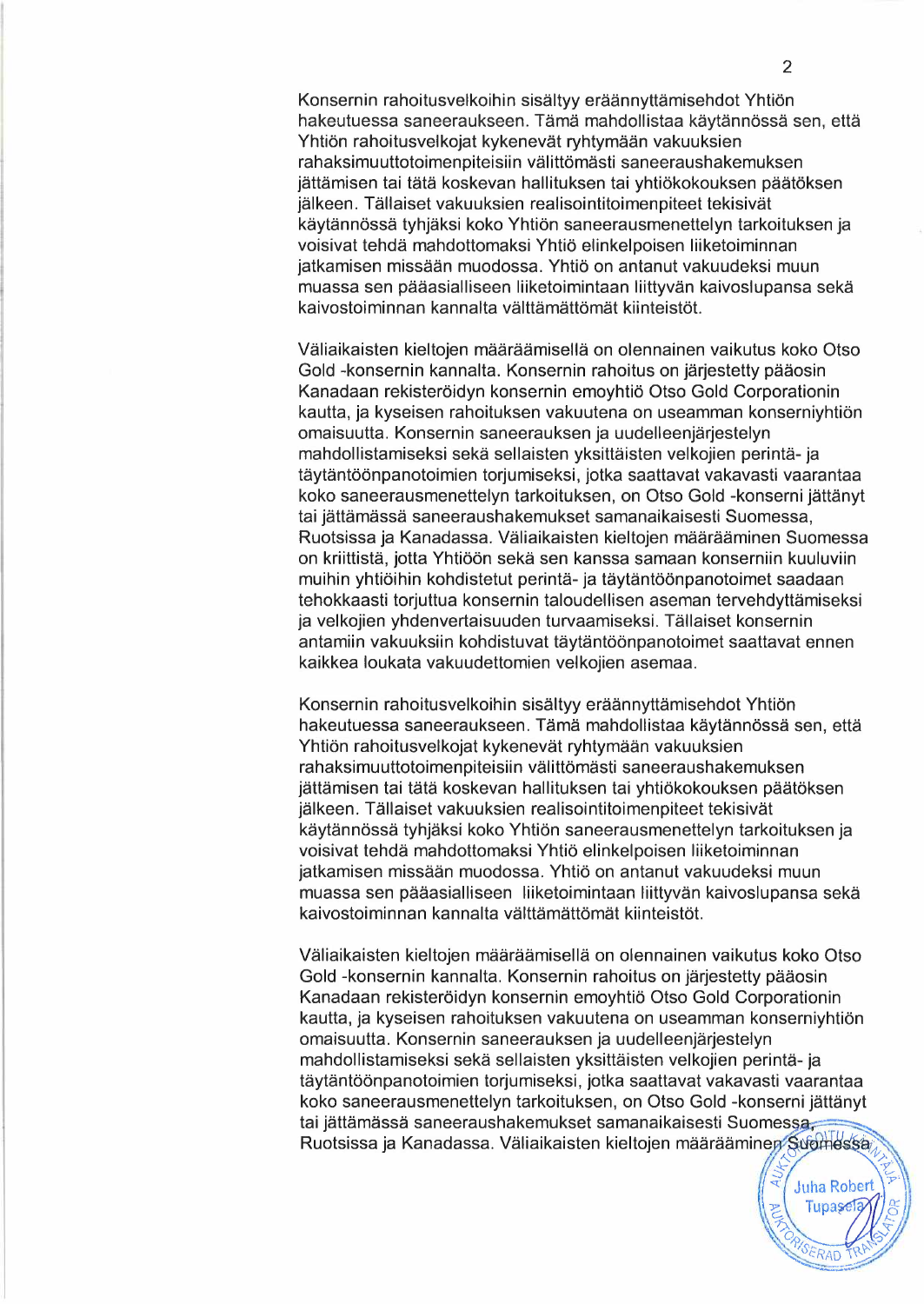Konsernin rahoitusvelkoihin sisältyy eräännyttämisehdot Yhtiön hakeutuessa saneeraukseen. Tämä mahdollistaa käytännössä sen, että Yhtiön rahoitusvelkojat kykenevät ryhtymään vakuuksien rahaksimuuttotoimenpiteisiin välittömästi saneeraushakemuksen jättämisen tai tätä koskevan hallituksen tai yhtiökokouksen päätöksen jälkeen. Tällaiset vakuuksien realisointitoimenpiteet tekisivät käytännössä tyhjäksi koko Yhtiön saneerausmenettelyn tarkoituksen ja voisivat tehdä mahdottomaksi Yhtiö elinkelpoisen liiketoiminnan jatkamisen missään muodossa. Yhtiö on antanut vakuudeksi muun muassa sen pääasialliseen liiketoimintaan liittyvän kaivoslupansa sekä kaivostoiminnan kannalta välttämättömät kiinteistöt.

Väliaikaisten kieltojen määräämisellä on olennainen vaikutus koko Otso Gold -konsernin kannalta. Konsernin rahoitus on järjestetty pääosin Kanadaan rekisteröidyn konsernin emoyhtiö Otso Gold Corporationin kautta, ja kyseisen rahoituksen vakuutena on useamman konserniyhtiön omaisuutta. Konsernin saneerauksen ja uudelleenjärjestelyn mahdollistamiseksi sekä sellaisten yksittäisten velkojien perintä- ja täytäntöönpanotoimien torjumiseksi, jotka saattavat vakavasti vaarantaa koko saneerausmenettelyn tarkoituksen, on Otso Gold -konserni jättänyt tai jättämässä saneeraushakemukset samanaikaisesti Suomessa, Ruotsissa ja Kanadassa. Väliaikaisten kieltojen määrääminen Suomessa on kriittistä, jotta Yhtiöön sekä sen kanssa samaan konserniin kuuluviin muihin yhtiöihin kohdistetut perintä- ja täytäntöönpanotoimet saadaan tehokkaasti torjuttua konsernin taloudellisen aseman tervehdyttämiseksi ja velkojien yhdenvertaisuuden turvaamiseksi. Tällaiset konsernin antamiin vakuuksiin kohdistuvat täytäntöönpanotoimet saattavat ennen kaikkea loukata vakuudettomien velkojien asemaa.

Konsernin rahoitusvelkoihin sisältyy eräännyttämisehdot Yhtiön hakeutuessa saneeraukseen. Tämä mahdollistaa käytännössä sen, että Yhtiön rahoitusvelkojat kykenevät ryhtymään vakuuksien rahaksimuuttotoimenpiteisiin välittömästi saneeraushakemuksen jättämisen tai tätä koskevan hallituksen tai yhtiökokouksen päätöksen jälkeen. Tällaiset vakuuksien realisointitoimenpiteet tekisivät käytännössä tyhjäksi koko Yhtiön saneerausmenettelyn tarkoituksen ja voisivat tehdä mahdottomaksi Yhtiö elinkelpoisen liiketoiminnan jatkamisen missään muodossa. Yhtiö on antanut vakuudeksi muun muassa sen pääasialliseen liiketoimintaan liittyvän kaivoslupansa sekä kaivostoiminnan kannalta välttämättömät kiinteistöt.

Väliaikaisten kieltojen määräämisellä on olennainen vaikutus koko Otso Gold -konsernin kannalta. Konsernin rahoitus on järjestetty pääosin Kanadaan rekisteröidyn konsernin emoyhtiö Otso Gold Corporationin kautta, ja kyseisen rahoituksen vakuutena on useamman konserniyhtiön omaisuutta. Konsernin saneerauksen ja uudelleenjärjestelyn mahdollistamiseksi sekä sellaisten yksittäisten velkojien perintä- ja täytäntöönpanotoimien torjumiseksi, jotka saattavat vakavasti vaarantaa koko saneerausmenettelyn tarkoituksen, on Otso Gold -konserni jättänyt tai jättämässä saneeraushakemukset samanaikaisesti Suomessa, Ruotsissa ja Kanadassa. Väliaikaisten kieltojen määrääminen Suomessa

Juha Robert Tupasela
AUKTORISOITU KÄÄNTÄJÄ AUKTORISERAD TRANSLATOR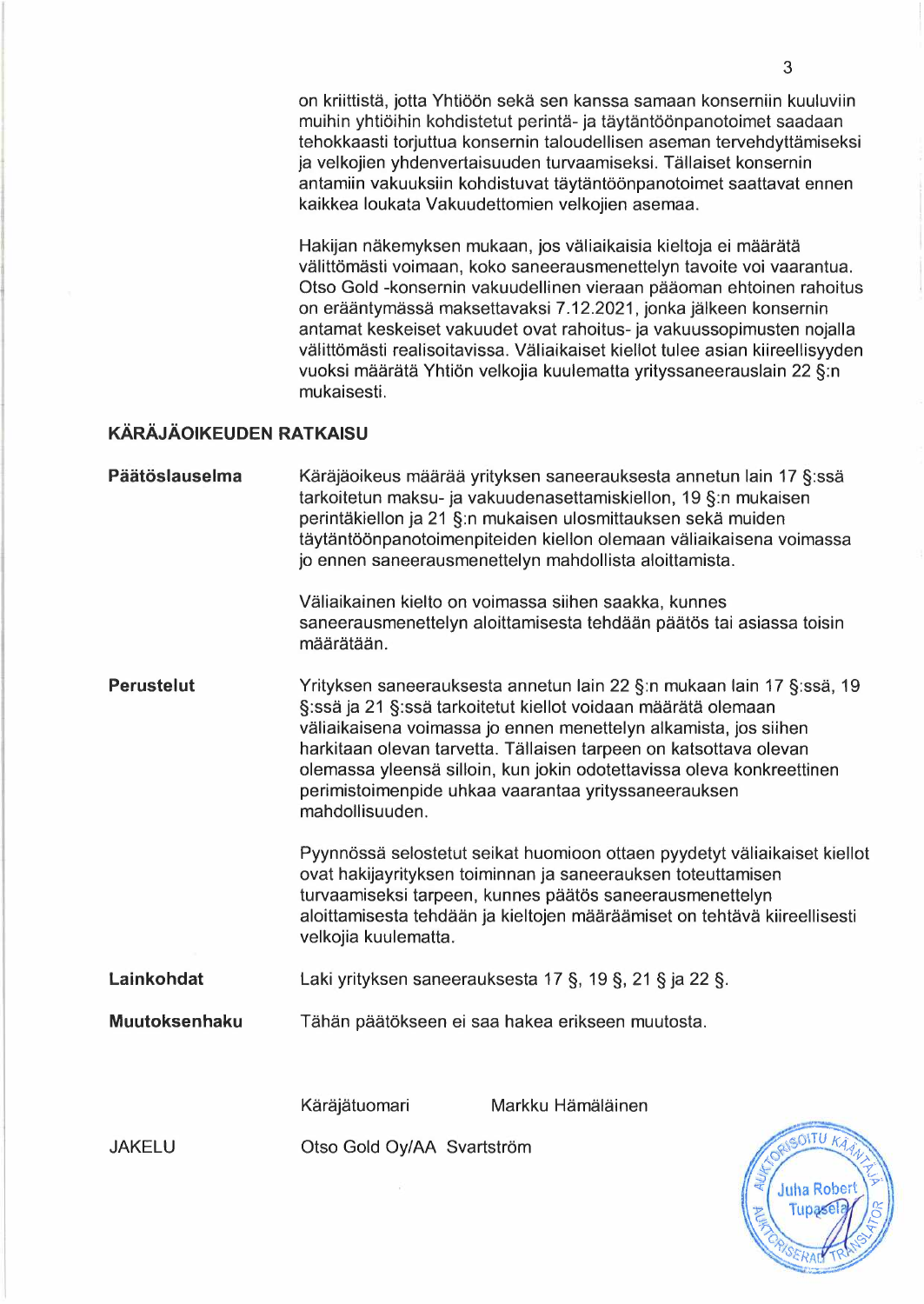on kriittistä, jotta Yhtiöön sekä sen kanssa samaan konserniin kuuluviin muihin yhtiöihin kohdistetut perintä- ja täytäntöönpanotoimet saadaan tehokkaasti torjuttua konsernin taloudellisen aseman tervehdyttämiseksi ja velkojien yhdenvertaisuuden turvaamiseksi. Tällaiset konsernin antamiin vakuuksiin kohdistuvat täytäntöönpanotoimet saattavat ennen kaikkea loukata Vakuudettomien velkojien asemaa.

Hakijan näkemyksen mukaan, jos väliaikaisia kieltoja ei määrätä välittömästi voimaan, koko saneerausmenettelyn tavoite voi vaarantua. Otso Gold -konsernin vakuudellinen vieraan pääoman ehtoinen rahoitus on erääntymässä maksettavaksi 7.12.2021, jonka jälkeen konsernin antamat keskeiset vakuudet ovat rahoitus- ja vakuussopimusten nojalla välittömästi realisoitavissa. Väliaikaiset kiellot tulee asian kiireellisyyden vuoksi määrätä Yhtiön velkojia kuulematta yrityssaneerauslain 22 §:n mukaisesti.

## KÄRÄJÄOIKEUDEN RATKAISU

**Päätöslauselma**

Käräjäoikeus määrää yrityksen saneerauksesta annetun lain 17 §:ssä tarkoitetun maksu- ja vakuudenasettamiskiellon, 19 §:n mukaisen perintäkiellon ja 21 §:n mukaisen ulosmittauksen sekä muiden täytäntöönpanotoimenpiteiden kiellon olemaan väliaikaisena voimassa jo ennen saneerausmenettelyn mahdollista aloittamista.

Väliaikainen kielto on voimassa siihen saakka, kunnes saneerausmenettelyn aloittamisesta tehdään päätös tai asiassa toisin määrätään.

**Perustelut**

Yrityksen saneerauksesta annetun lain 22 §:n mukaan lain 17 §:ssä, 19 §:ssä ja 21 §:ssä tarkoitetut kiellot voidaan määrätä olemaan väliaikaisena voimassa jo ennen menettelyn alkamista, jos siihen harkitaan olevan tarvetta. Tällaisen tarpeen on katsottava olevan olemassa yleensä silloin, kun jokin odotettavissa oleva konkreettinen perimistoimenpide uhkaa vaarantaa yrityssaneerauksen mahdollisuuden.

Pyynnössä selostetut seikat huomioon ottaen pyydetyt väliaikaiset kiellot ovat hakijayrityksen toiminnan ja saneerauksen toteuttamisen turvaamiseksi tarpeen, kunnes päätös saneerausmenettelyn aloittamisesta tehdään ja kieltojen määräämiset on tehtävä kiireellisesti velkojia kuulematta.

**Lainkohdat**

Laki yrityksen saneerauksesta 17 §, 19 §, 21 § ja 22 §.

**Muutoksenhaku**

Tähän päätökseen ei saa hakea erikseen muutosta.

Käräjätuomari Markku Hämäläinen

JAKELU

Otso Gold Oy/AA Svartström

AUKTORISOITU KÄÄNTÄJÄ / AUKTORISERAD TRANSLATOR – Juha Robert Tupasela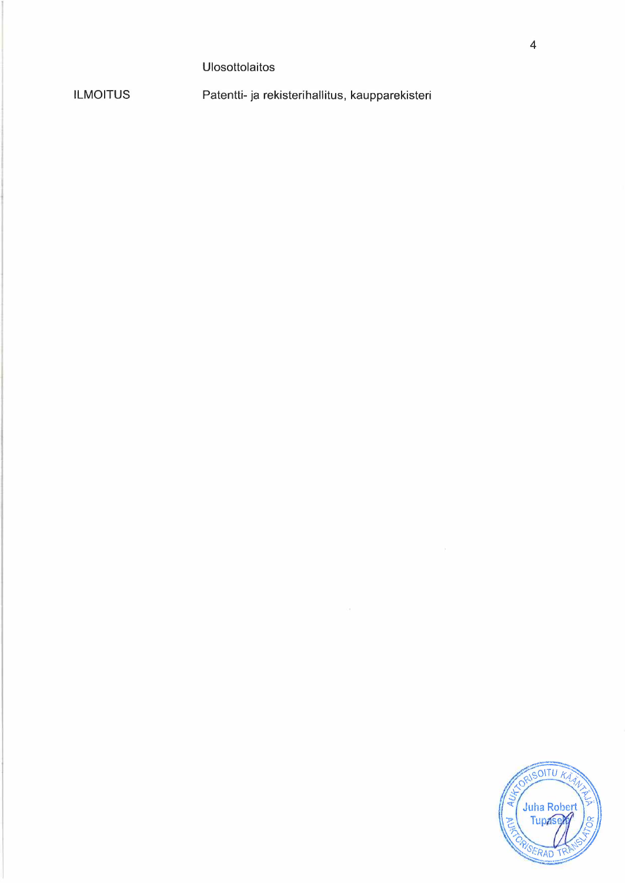Ulosottolaitos

ILMOITUS Patentti- ja rekisterihallitus, kaupparekisteri

AUKTORISOITU KÄÄNTÄJÄ
Juha Robert Tupasela
AUKTORISERAD TRANSLATOR